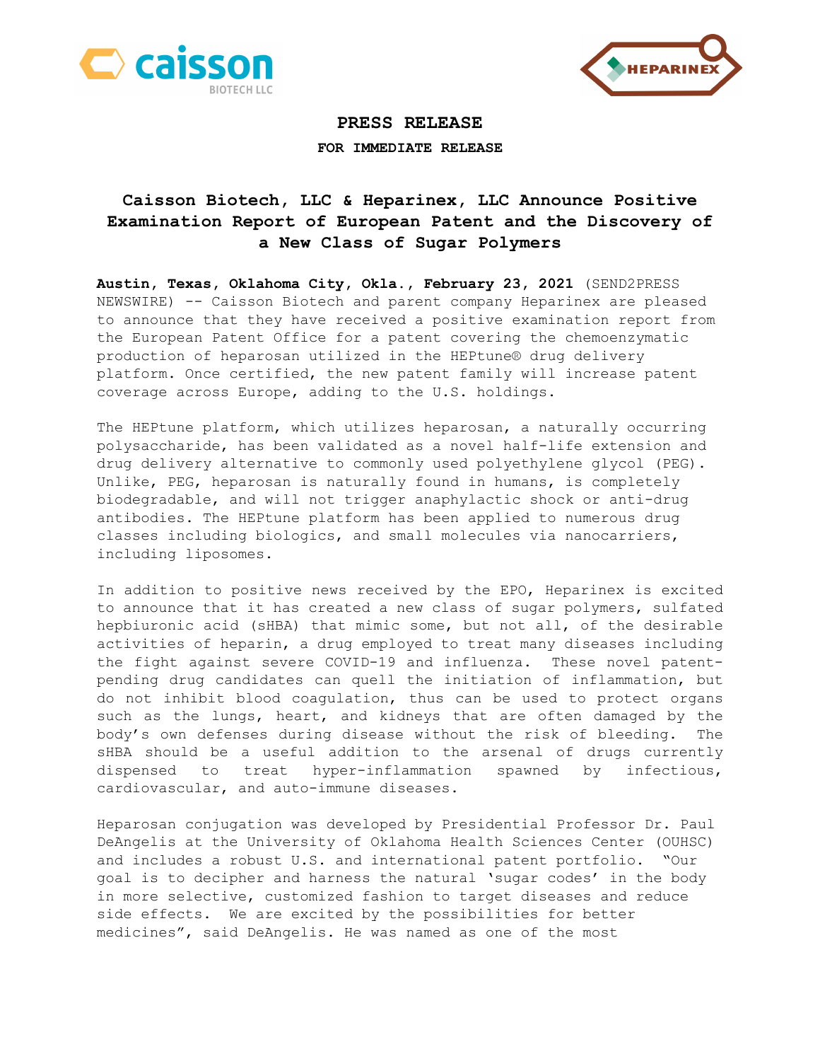# PRESS RELEASE

**FOR IMMEDIATE RELEASE**

## Caisson Biotech, LLC & Heparinex, LLC Announce Positive Examination Report of European Patent and the Discovery of a New Class of Sugar Polymers

**Austin, Texas, Oklahoma City, Okla., February 23, 2021** (SEND2PRESS NEWSWIRE) -- Caisson Biotech and parent company Heparinex are pleased to announce that they have received a positive examination report from the European Patent Office for a patent covering the chemoenzymatic production of heparosan utilized in the HEPtune® drug delivery platform. Once certified, the new patent family will increase patent coverage across Europe, adding to the U.S. holdings.

The HEPtune platform, which utilizes heparosan, a naturally occurring polysaccharide, has been validated as a novel half-life extension and drug delivery alternative to commonly used polyethylene glycol (PEG). Unlike, PEG, heparosan is naturally found in humans, is completely biodegradable, and will not trigger anaphylactic shock or anti-drug antibodies. The HEPtune platform has been applied to numerous drug classes including biologics, and small molecules via nanocarriers, including liposomes.

In addition to positive news received by the EPO, Heparinex is excited to announce that it has created a new class of sugar polymers, sulfated hepbiuronic acid (sHBA) that mimic some, but not all, of the desirable activities of heparin, a drug employed to treat many diseases including the fight against severe COVID-19 and influenza. These novel patent-pending drug candidates can quell the initiation of inflammation, but do not inhibit blood coagulation, thus can be used to protect organs such as the lungs, heart, and kidneys that are often damaged by the body's own defenses during disease without the risk of bleeding. The sHBA should be a useful addition to the arsenal of drugs currently dispensed to treat hyper-inflammation spawned by infectious, cardiovascular, and auto-immune diseases.

Heparosan conjugation was developed by Presidential Professor Dr. Paul DeAngelis at the University of Oklahoma Health Sciences Center (OUHSC) and includes a robust U.S. and international patent portfolio. "Our goal is to decipher and harness the natural 'sugar codes' in the body in more selective, customized fashion to target diseases and reduce side effects. We are excited by the possibilities for better medicines", said DeAngelis. He was named as one of the most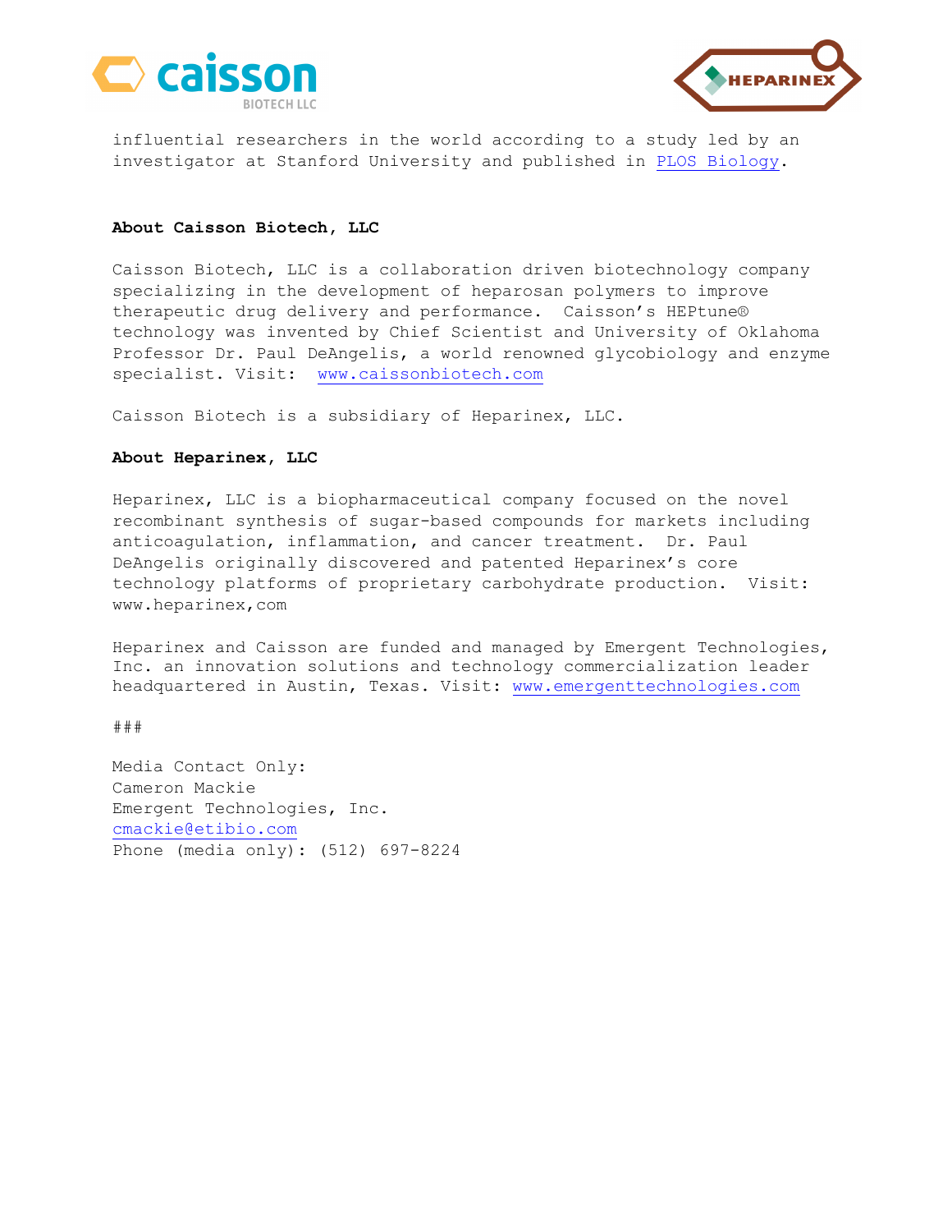influential researchers in the world according to a study led by an investigator at Stanford University and published in PLOS Biology.

**About Caisson Biotech, LLC**

Caisson Biotech, LLC is a collaboration driven biotechnology company specializing in the development of heparosan polymers to improve therapeutic drug delivery and performance. Caisson's HEPtune® technology was invented by Chief Scientist and University of Oklahoma Professor Dr. Paul DeAngelis, a world renowned glycobiology and enzyme specialist. Visit: www.caissonbiotech.com

Caisson Biotech is a subsidiary of Heparinex, LLC.

**About Heparinex, LLC**

Heparinex, LLC is a biopharmaceutical company focused on the novel recombinant synthesis of sugar-based compounds for markets including anticoagulation, inflammation, and cancer treatment. Dr. Paul DeAngelis originally discovered and patented Heparinex's core technology platforms of proprietary carbohydrate production. Visit: www.heparinex,com

Heparinex and Caisson are funded and managed by Emergent Technologies, Inc. an innovation solutions and technology commercialization leader headquartered in Austin, Texas. Visit: www.emergenttechnologies.com

###

Media Contact Only:
Cameron Mackie
Emergent Technologies, Inc.
cmackie@etibio.com
Phone (media only): (512) 697-8224